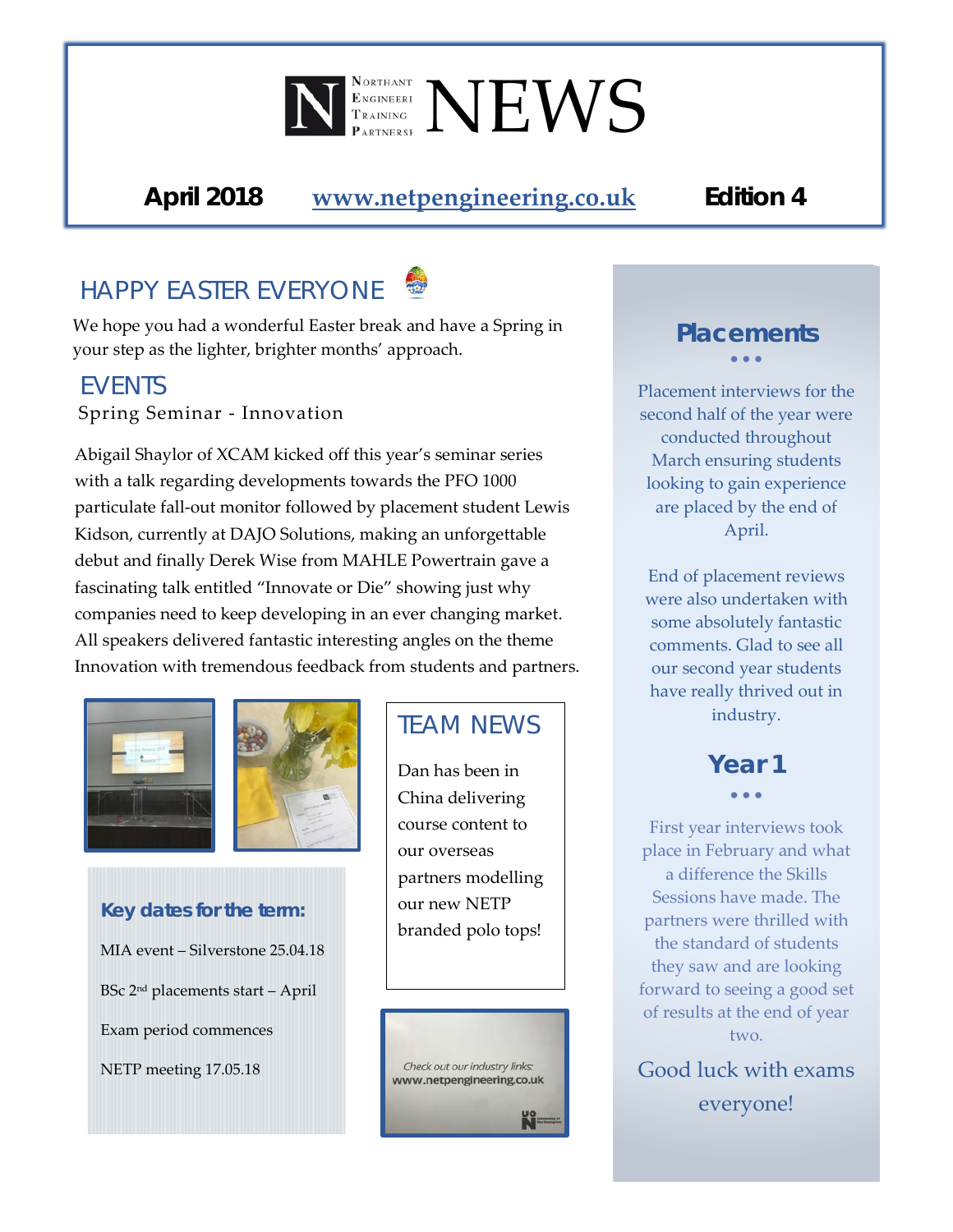# NORTHANT ENGINEERI TRAINING PARTNERSI NEWS

**April 2018** [www.netpengineering.co.uk](http://www.netpengineering.co.uk) **Edition 4**

## HAPPY EASTER EVERYONE

We hope you had a wonderful Easter break and have a Spring in your step as the lighter, brighter months' approach.

## EVENTS

### Spring Seminar - Innovation

Abigail Shaylor of XCAM kicked off this year's seminar series with a talk regarding developments towards the PFO 1000 particulate fall-out monitor followed by placement student Lewis Kidson, currently at DAJO Solutions, making an unforgettable debut and finally Derek Wise from MAHLE Powertrain gave a fascinating talk entitled "Innovate or Die" showing just why companies need to keep developing in an ever changing market. All speakers delivered fantastic interesting angles on the theme Innovation with tremendous feedback from students and partners.

### Key dates for the term:

MIA event – Silverstone 25.04.18

BSc 2nd placements start – April

Exam period commences

NETP meeting 17.05.18

## TEAM NEWS

Dan has been in China delivering course content to our overseas partners modelling our new NETP branded polo tops!

*Check out our industry links:*
www.netpengineering.co.uk

## Placements

Placement interviews for the second half of the year were conducted throughout March ensuring students looking to gain experience are placed by the end of April.

End of placement reviews were also undertaken with some absolutely fantastic comments. Glad to see all our second year students have really thrived out in industry.

## Year 1

First year interviews took place in February and what a difference the Skills Sessions have made. The partners were thrilled with the standard of students they saw and are looking forward to seeing a good set of results at the end of year two.

Good luck with exams everyone!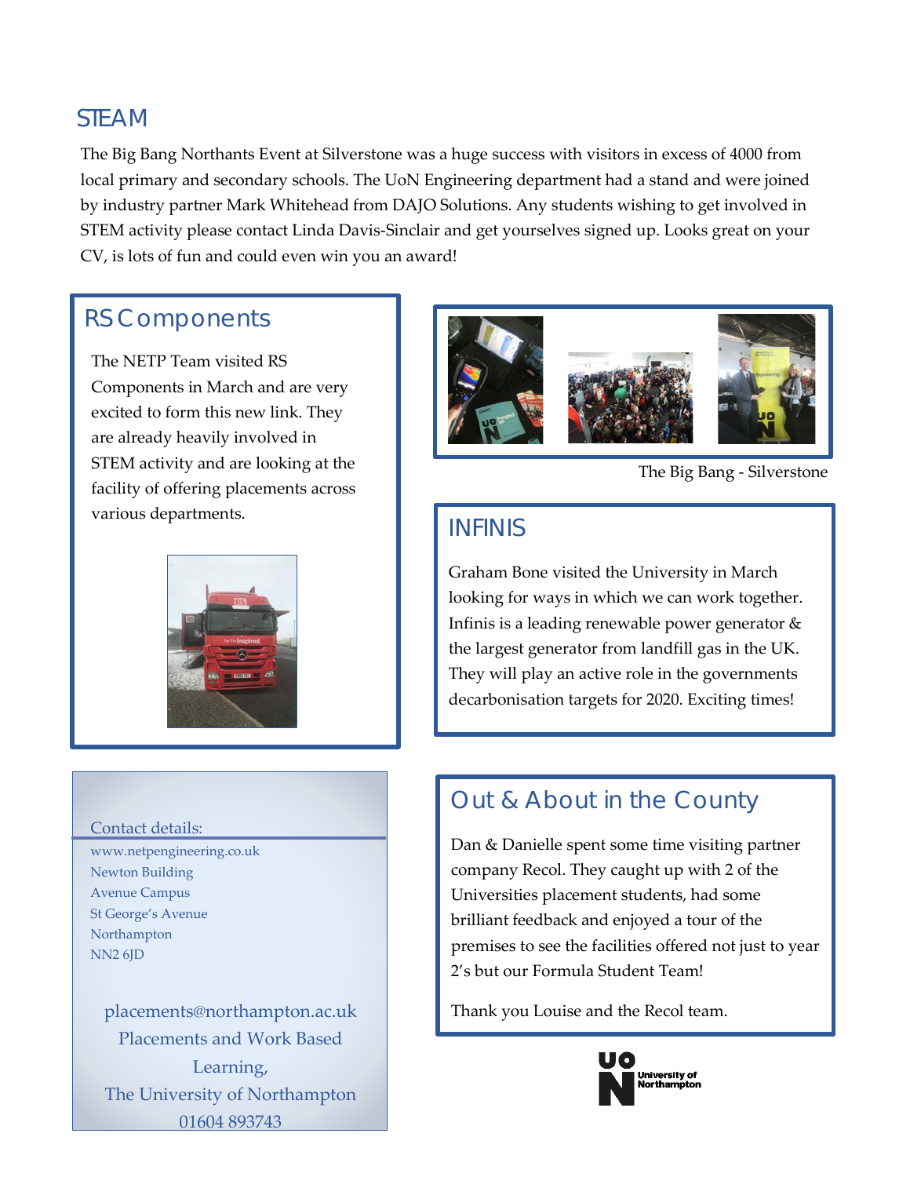## STEAM

The Big Bang Northants Event at Silverstone was a huge success with visitors in excess of 4000 from local primary and secondary schools. The UoN Engineering department had a stand and were joined by industry partner Mark Whitehead from DAJO Solutions. Any students wishing to get involved in STEM activity please contact Linda Davis-Sinclair and get yourselves signed up. Looks great on your CV, is lots of fun and could even win you an award!

## RS Components

The NETP Team visited RS Components in March and are very excited to form this new link. They are already heavily involved in STEM activity and are looking at the facility of offering placements across various departments.

The Big Bang - Silverstone

## INFINIS

Graham Bone visited the University in March looking for ways in which we can work together. Infinis is a leading renewable power generator & the largest generator from landfill gas in the UK. They will play an active role in the governments decarbonisation targets for 2020. Exciting times!

## Out & About in the County

Dan & Danielle spent some time visiting partner company Recol. They caught up with 2 of the Universities placement students, had some brilliant feedback and enjoyed a tour of the premises to see the facilities offered not just to year 2's but our Formula Student Team!

Thank you Louise and the Recol team.

Contact details:

www.netpengineering.co.uk
Newton Building
Avenue Campus
St George's Avenue
Northampton
NN2 6JD

placements@northampton.ac.uk
Placements and Work Based Learning,
The University of Northampton
01604 893743

University of Northampton